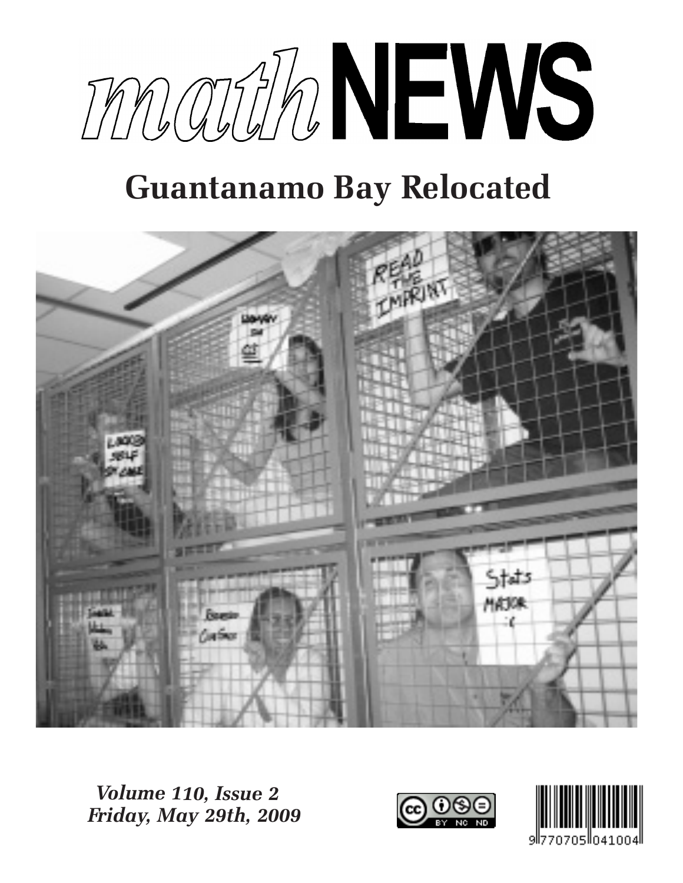# mathNEWS

## Guantanamo Bay Relocated

*Volume 110, Issue 2*
*Friday, May 29th, 2009*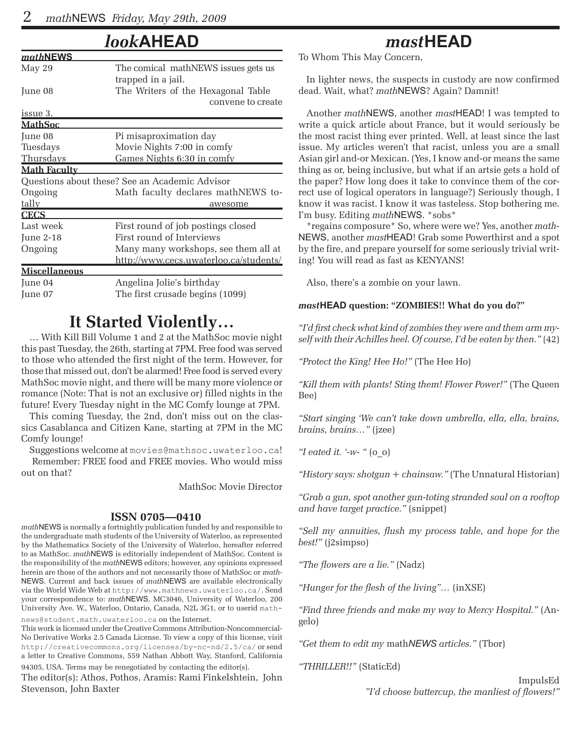# *look*AHEAD

| *math*NEWS | |
|---|---|
| May 29 | The comical mathNEWS issues gets us trapped in a jail. |
| June 08 | The Writers of the Hexagonal Table convene to create issue 3. |
| **MathSoc** | |
| June 08 | Pi misaproximation day |
| Tuesdays | Movie Nights 7:00 in comfy |
| Thursdays | Games Nights 6:30 in comfy |
| **Math Faculty** | |
| Questions about these? See an Academic Advisor | |
| Ongoing | Math faculty declares mathNEWS totally awesome |
| **CECS** | |
| Last week | First round of job postings closed |
| June 2-18 | First round of Interviews |
| Ongoing | Many many workshops, see them all at http://www.cecs.uwaterloo.ca/students/ |
| **Miscellaneous** | |
| June 04 | Angelina Jolie's birthday |
| June 07 | The first crusade begins (1099) |

## It Started Violently…

… With Kill Bill Volume 1 and 2 at the MathSoc movie night this past Tuesday, the 26th, starting at 7PM. Free food was served to those who attended the first night of the term. However, for those that missed out, don't be alarmed! Free food is served every MathSoc movie night, and there will be many more violence or romance (Note: That is not an exclusive or) filled nights in the future! Every Tuesday night in the MC Comfy lounge at 7PM.

This coming Tuesday, the 2nd, don't miss out on the classics Casablanca and Citizen Kane, starting at 7PM in the MC Comfy lounge!

Suggestions welcome at movies@mathsoc.uwaterloo.ca!

Remember: FREE food and FREE movies. Who would miss out on that?

MathSoc Movie Director

### ISSN 0705—0410

*math*NEWS is normally a fortnightly publication funded by and responsible to the undergraduate math students of the University of Waterloo, as represented by the Mathematics Society of the University of Waterloo, hereafter referred to as MathSoc. *math*NEWS is editorially independent of MathSoc. Content is the responsibility of the *math*NEWS editors; however, any opinions expressed herein are those of the authors and not necessarily those of MathSoc or *math*NEWS. Current and back issues of *math*NEWS are available electronically via the World Wide Web at http://www.mathnews.uwaterloo.ca/. Send your correspondence to: *math*NEWS, MC3046, University of Waterloo, 200 University Ave. W., Waterloo, Ontario, Canada, N2L 3G1, or to userid mathnews@student.math.uwaterloo.ca on the Internet.

This work is licensed under the Creative Commons Attribution-Noncommercial-No Derivative Works 2.5 Canada License. To view a copy of this license, visit http://creativecommons.org/licenses/by-nc-nd/2.5/ca/ or send a letter to Creative Commons, 559 Nathan Abbott Way, Stanford, California 94305, USA. Terms may be renegotiated by contacting the editor(s).

The editor(s): Athos, Pothos, Aramis: Rami Finkelshtein, John Stevenson, John Baxter

# *mast*HEAD

To Whom This May Concern,

In lighter news, the suspects in custody are now confirmed dead. Wait, what? *math*NEWS? Again? Damnit!

Another *math*NEWS, another *mast*HEAD! I was tempted to write a quick article about France, but it would seriously be the most racist thing ever printed. Well, at least since the last issue. My articles weren't that racist, unless you are a small Asian girl and-or Mexican. (Yes, I know and-or means the same thing as or, being inclusive, but what if an artsie gets a hold of the paper? How long does it take to convince them of the correct use of logical operators in language?) Seriously though, I know it was racist. I know it was tasteless. Stop bothering me. I'm busy. Editing *math*NEWS. \*sobs\*

\*regains composure\* So, where were we? Yes, another *math*NEWS, another *mast*HEAD! Grab some Powerthirst and a spot by the fire, and prepare yourself for some seriously trivial writing! You will read as fast as KENYANS!

Also, there's a zombie on your lawn.

**_mast_HEAD question: "ZOMBIES!! What do you do?"**

*"I'd first check what kind of zombies they were and them arm myself with their Achilles heel. Of course, I'd be eaten by then."* (42)

*"Protect the King! Hee Ho!"* (The Hee Ho)

*"Kill them with plants! Sting them! Flower Power!"* (The Queen Bee)

*"Start singing 'We can't take down umbrella, ella, ella, brains, brains, brains…"* (jzee)

*"I eated it. '-w- "* (o_o)

*"History says: shotgun + chainsaw."* (The Unnatural Historian)

*"Grab a gun, spot another gun-toting stranded soul on a rooftop and have target practice."* (snippet)

*"Sell my annuities, flush my process table, and hope for the best!"* (j2simpso)

*"The flowers are a lie."* (Nadz)

*"Hunger for the flesh of the living"…* (inXSE)

*"Find three friends and make my way to Mercy Hospital."* (Angelo)

*"Get them to edit my* math*NEWS articles."* (Tbor)

*"THRILLER!!"* (StaticEd)

ImpulsEd
*"I'd choose buttercup, the manliest of flowers!"*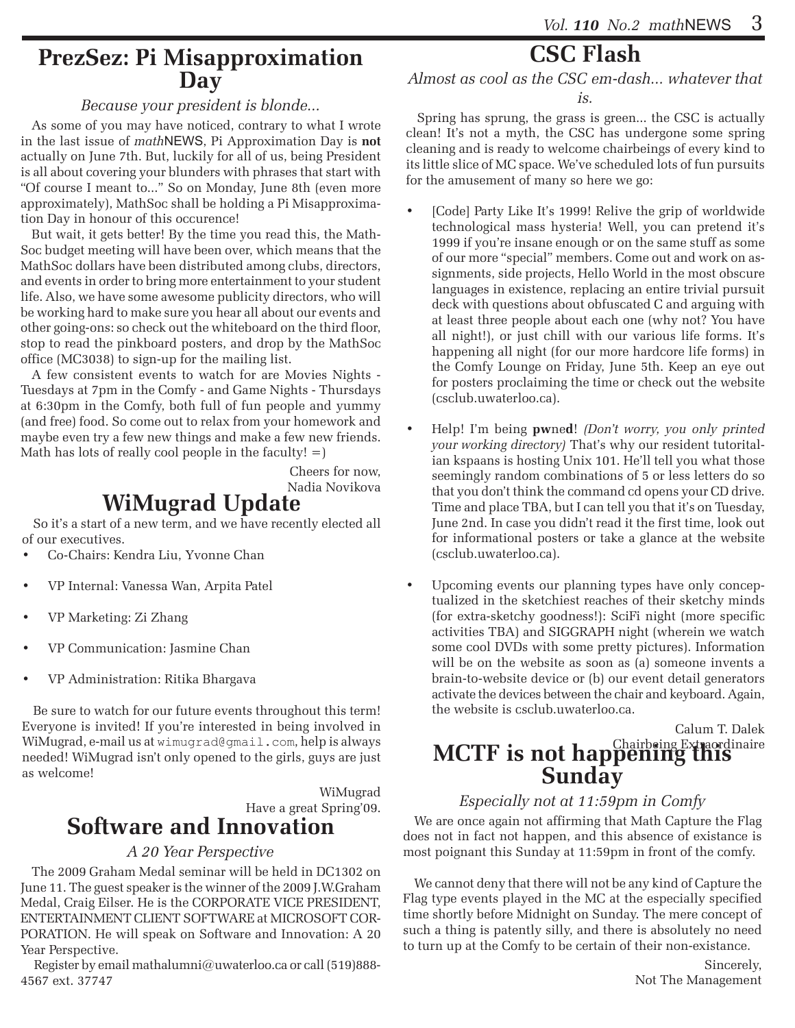## PrezSez: Pi Misapproximation Day

*Because your president is blonde...*

As some of you may have noticed, contrary to what I wrote in the last issue of *math*NEWS, Pi Approximation Day is **not** actually on June 7th. But, luckily for all of us, being President is all about covering your blunders with phrases that start with "Of course I meant to..." So on Monday, June 8th (even more approximately), MathSoc shall be holding a Pi Misapproximation Day in honour of this occurence!

But wait, it gets better! By the time you read this, the MathSoc budget meeting will have been over, which means that the MathSoc dollars have been distributed among clubs, directors, and events in order to bring more entertainment to your student life. Also, we have some awesome publicity directors, who will be working hard to make sure you hear all about our events and other going-ons: so check out the whiteboard on the third floor, stop to read the pinkboard posters, and drop by the MathSoc office (MC3038) to sign-up for the mailing list.

A few consistent events to watch for are Movies Nights - Tuesdays at 7pm in the Comfy - and Game Nights - Thursdays at 6:30pm in the Comfy, both full of fun people and yummy (and free) food. So come out to relax from your homework and maybe even try a few new things and make a few new friends. Math has lots of really cool people in the faculty! =)

Cheers for now,
Nadia Novikova

## WiMugrad Update

So it's a start of a new term, and we have recently elected all of our executives.

- Co-Chairs: Kendra Liu, Yvonne Chan
- VP Internal: Vanessa Wan, Arpita Patel
- VP Marketing: Zi Zhang
- VP Communication: Jasmine Chan
- VP Administration: Ritika Bhargava

Be sure to watch for our future events throughout this term! Everyone is invited! If you're interested in being involved in WiMugrad, e-mail us at `wimugrad@gmail.com`, help is always needed! WiMugrad isn't only opened to the girls, guys are just as welcome!

WiMugrad
Have a great Spring'09.

## Software and Innovation

*A 20 Year Perspective*

The 2009 Graham Medal seminar will be held in DC1302 on June 11. The guest speaker is the winner of the 2009 J.W.Graham Medal, Craig Eilser. He is the CORPORATE VICE PRESIDENT, ENTERTAINMENT CLIENT SOFTWARE at MICROSOFT CORPORATION. He will speak on Software and Innovation: A 20 Year Perspective.

Register by email mathalumni@uwaterloo.ca or call (519)888-4567 ext. 37747

## CSC Flash

*Almost as cool as the CSC em-dash... whatever that is.*

Spring has sprung, the grass is green... the CSC is actually clean! It's not a myth, the CSC has undergone some spring cleaning and is ready to welcome chairbeings of every kind to its little slice of MC space. We've scheduled lots of fun pursuits for the amusement of many so here we go:

- [Code] Party Like It's 1999! Relive the grip of worldwide technological mass hysteria! Well, you can pretend it's 1999 if you're insane enough or on the same stuff as some of our more "special" members. Come out and work on assignments, side projects, Hello World in the most obscure languages in existence, replacing an entire trivial pursuit deck with questions about obfuscated C and arguing with at least three people about each one (why not? You have all night!), or just chill with our various life forms. It's happening all night (for our more hardcore life forms) in the Comfy Lounge on Friday, June 5th. Keep an eye out for posters proclaiming the time or check out the website (csclub.uwaterloo.ca).

- Help! I'm being **pw**ne**d**! *(Don't worry, you only printed your working directory)* That's why our resident tutoritalian kspaans is hosting Unix 101. He'll tell you what those seemingly random combinations of 5 or less letters do so that you don't think the command cd opens your CD drive. Time and place TBA, but I can tell you that it's on Tuesday, June 2nd. In case you didn't read it the first time, look out for informational posters or take a glance at the website (csclub.uwaterloo.ca).

- Upcoming events our planning types have only conceptualized in the sketchiest reaches of their sketchy minds (for extra-sketchy goodness!): SciFi night (more specific activities TBA) and SIGGRAPH night (wherein we watch some cool DVDs with some pretty pictures). Information will be on the website as soon as (a) someone invents a brain-to-website device or (b) our event detail generators activate the devices between the chair and keyboard. Again, the website is csclub.uwaterloo.ca.

Calum T. Dalek
Chairbeing Extraordinaire

## MCTF is not happening this Sunday

*Especially not at 11:59pm in Comfy*

We are once again not affirming that Math Capture the Flag does not in fact not happen, and this absence of existance is most poignant this Sunday at 11:59pm in front of the comfy.

We cannot deny that there will not be any kind of Capture the Flag type events played in the MC at the especially specified time shortly before Midnight on Sunday. The mere concept of such a thing is patently silly, and there is absolutely no need to turn up at the Comfy to be certain of their non-existance.

Sincerely,
Not The Management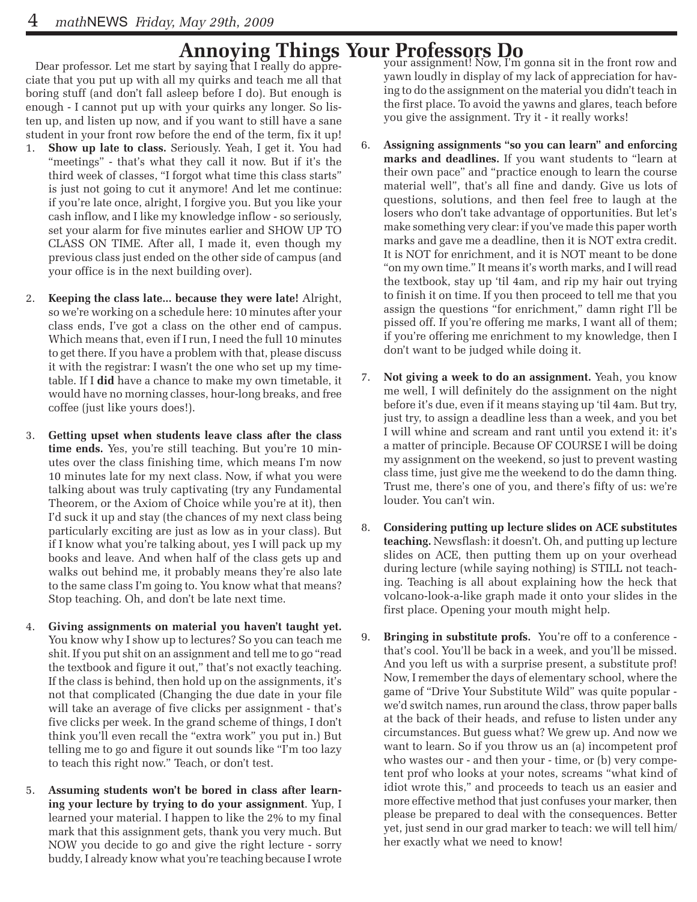# Annoying Things Your Professors Do

Dear professor. Let me start by saying that I really do appreciate that you put up with all my quirks and teach me all that boring stuff (and don't fall asleep before I do). But enough is enough - I cannot put up with your quirks any longer. So listen up, and listen up now, and if you want to still have a sane student in your front row before the end of the term, fix it up!

1. **Show up late to class.** Seriously. Yeah, I get it. You had "meetings" - that's what they call it now. But if it's the third week of classes, "I forgot what time this class starts" is just not going to cut it anymore! And let me continue: if you're late once, alright, I forgive you. But you like your cash inflow, and I like my knowledge inflow - so seriously, set your alarm for five minutes earlier and SHOW UP TO CLASS ON TIME. After all, I made it, even though my previous class just ended on the other side of campus (and your office is in the next building over).

2. **Keeping the class late... because they were late!** Alright, so we're working on a schedule here: 10 minutes after your class ends, I've got a class on the other end of campus. Which means that, even if I run, I need the full 10 minutes to get there. If you have a problem with that, please discuss it with the registrar: I wasn't the one who set up my timetable. If I **did** have a chance to make my own timetable, it would have no morning classes, hour-long breaks, and free coffee (just like yours does!).

3. **Getting upset when students leave class after the class time ends.** Yes, you're still teaching. But you're 10 minutes over the class finishing time, which means I'm now 10 minutes late for my next class. Now, if what you were talking about was truly captivating (try any Fundamental Theorem, or the Axiom of Choice while you're at it), then I'd suck it up and stay (the chances of my next class being particularly exciting are just as low as in your class). But if I know what you're talking about, yes I will pack up my books and leave. And when half of the class gets up and walks out behind me, it probably means they're also late to the same class I'm going to. You know what that means? Stop teaching. Oh, and don't be late next time.

4. **Giving assignments on material you haven't taught yet.** You know why I show up to lectures? So you can teach me shit. If you put shit on an assignment and tell me to go "read the textbook and figure it out," that's not exactly teaching. If the class is behind, then hold up on the assignments, it's not that complicated (Changing the due date in your file will take an average of five clicks per assignment - that's five clicks per week. In the grand scheme of things, I don't think you'll even recall the "extra work" you put in.) But telling me to go and figure it out sounds like "I'm too lazy to teach this right now." Teach, or don't test.

5. **Assuming students won't be bored in class after learning your lecture by trying to do your assignment**. Yup, I learned your material. I happen to like the 2% to my final mark that this assignment gets, thank you very much. But NOW you decide to go and give the right lecture - sorry buddy, I already know what you're teaching because I wrote your assignment! Now, I'm gonna sit in the front row and yawn loudly in display of my lack of appreciation for having to do the assignment on the material you didn't teach in the first place. To avoid the yawns and glares, teach before you give the assignment. Try it - it really works!

6. **Assigning assignments "so you can learn" and enforcing marks and deadlines.** If you want students to "learn at their own pace" and "practice enough to learn the course material well", that's all fine and dandy. Give us lots of questions, solutions, and then feel free to laugh at the losers who don't take advantage of opportunities. But let's make something very clear: if you've made this paper worth marks and gave me a deadline, then it is NOT extra credit. It is NOT for enrichment, and it is NOT meant to be done "on my own time." It means it's worth marks, and I will read the textbook, stay up 'til 4am, and rip my hair out trying to finish it on time. If you then proceed to tell me that you assign the questions "for enrichment," damn right I'll be pissed off. If you're offering me marks, I want all of them; if you're offering me enrichment to my knowledge, then I don't want to be judged while doing it.

7. **Not giving a week to do an assignment.** Yeah, you know me well, I will definitely do the assignment on the night before it's due, even if it means staying up 'til 4am. But try, just try, to assign a deadline less than a week, and you bet I will whine and scream and rant until you extend it: it's a matter of principle. Because OF COURSE I will be doing my assignment on the weekend, so just to prevent wasting class time, just give me the weekend to do the damn thing. Trust me, there's one of you, and there's fifty of us: we're louder. You can't win.

8. **Considering putting up lecture slides on ACE substitutes teaching.** Newsflash: it doesn't. Oh, and putting up lecture slides on ACE, then putting them up on your overhead during lecture (while saying nothing) is STILL not teaching. Teaching is all about explaining how the heck that volcano-look-a-like graph made it onto your slides in the first place. Opening your mouth might help.

9. **Bringing in substitute profs.** You're off to a conference - that's cool. You'll be back in a week, and you'll be missed. And you left us with a surprise present, a substitute prof! Now, I remember the days of elementary school, where the game of "Drive Your Substitute Wild" was quite popular - we'd switch names, run around the class, throw paper balls at the back of their heads, and refuse to listen under any circumstances. But guess what? We grew up. And now we want to learn. So if you throw us an (a) incompetent prof who wastes our - and then your - time, or (b) very competent prof who looks at your notes, screams "what kind of idiot wrote this," and proceeds to teach us an easier and more effective method that just confuses your marker, then please be prepared to deal with the consequences. Better yet, just send in our grad marker to teach: we will tell him/her exactly what we need to know!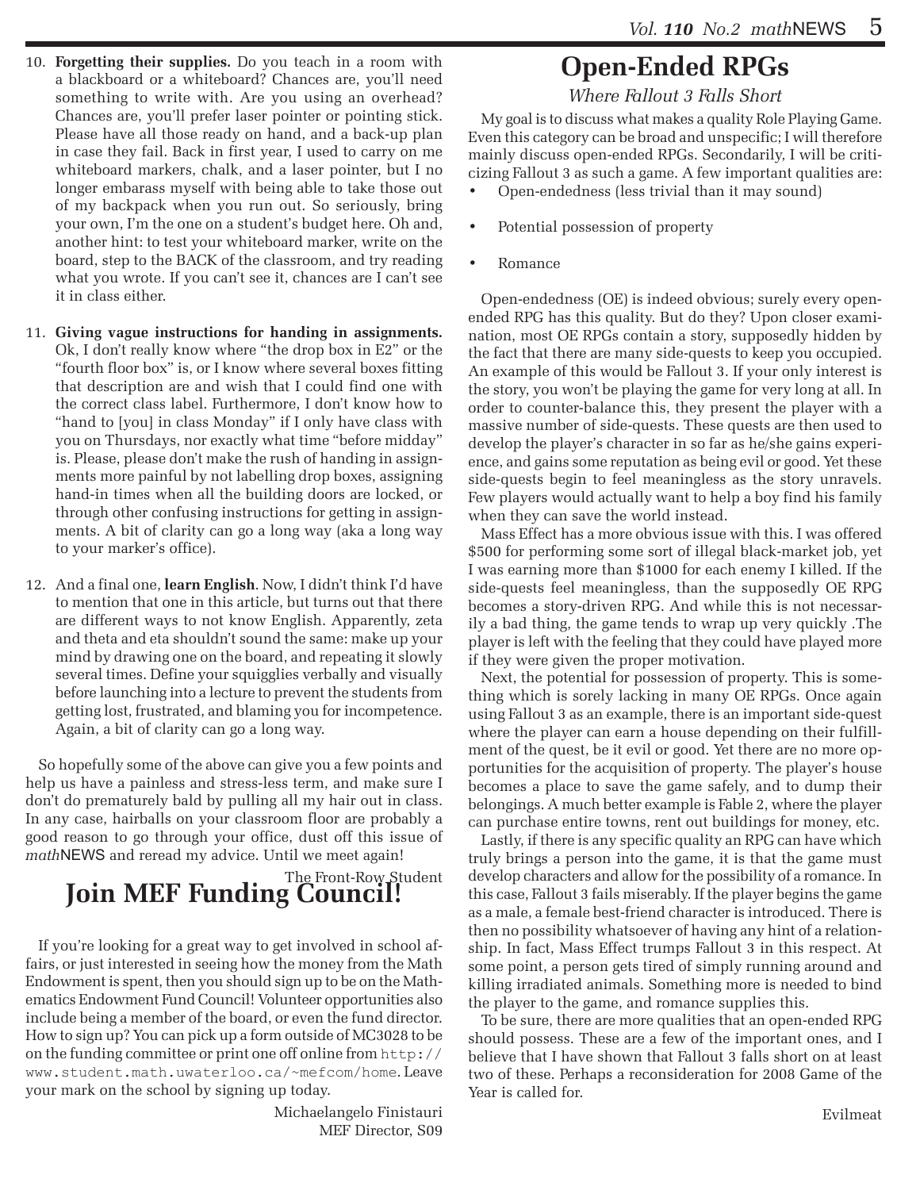10. **Forgetting their supplies.** Do you teach in a room with a blackboard or a whiteboard? Chances are, you'll need something to write with. Are you using an overhead? Chances are, you'll prefer laser pointer or pointing stick. Please have all those ready on hand, and a back-up plan in case they fail. Back in first year, I used to carry on me whiteboard markers, chalk, and a laser pointer, but I no longer embarass myself with being able to take those out of my backpack when you run out. So seriously, bring your own, I'm the one on a student's budget here. Oh and, another hint: to test your whiteboard marker, write on the board, step to the BACK of the classroom, and try reading what you wrote. If you can't see it, chances are I can't see it in class either.

11. **Giving vague instructions for handing in assignments.** Ok, I don't really know where "the drop box in E2" or the "fourth floor box" is, or I know where several boxes fitting that description are and wish that I could find one with the correct class label. Furthermore, I don't know how to "hand to [you] in class Monday" if I only have class with you on Thursdays, nor exactly what time "before midday" is. Please, please don't make the rush of handing in assignments more painful by not labelling drop boxes, assigning hand-in times when all the building doors are locked, or through other confusing instructions for getting in assignments. A bit of clarity can go a long way (aka a long way to your marker's office).

12. And a final one, **learn English**. Now, I didn't think I'd have to mention that one in this article, but turns out that there are different ways to not know English. Apparently, zeta and theta and eta shouldn't sound the same: make up your mind by drawing one on the board, and repeating it slowly several times. Define your squigglies verbally and visually before launching into a lecture to prevent the students from getting lost, frustrated, and blaming you for incompetence. Again, a bit of clarity can go a long way.

So hopefully some of the above can give you a few points and help us have a painless and stress-less term, and make sure I don't do prematurely bald by pulling all my hair out in class. In any case, hairballs on your classroom floor are probably a good reason to go through your office, dust off this issue of *math*NEWS and reread my advice. Until we meet again!

The Front-Row Student

# Join MEF Funding Council!

If you're looking for a great way to get involved in school affairs, or just interested in seeing how the money from the Math Endowment is spent, then you should sign up to be on the Mathematics Endowment Fund Council! Volunteer opportunities also include being a member of the board, or even the fund director. How to sign up? You can pick up a form outside of MC3028 to be on the funding committee or print one off online from `http://www.student.math.uwaterloo.ca/~mefcom/home`. Leave your mark on the school by signing up today.

Michaelangelo Finistauri
MEF Director, S09

# Open-Ended RPGs

*Where Fallout 3 Falls Short*

My goal is to discuss what makes a quality Role Playing Game. Even this category can be broad and unspecific; I will therefore mainly discuss open-ended RPGs. Secondarily, I will be criticizing Fallout 3 as such a game. A few important qualities are:

- Open-endedness (less trivial than it may sound)
- Potential possession of property
- Romance

Open-endedness (OE) is indeed obvious; surely every open-ended RPG has this quality. But do they? Upon closer examination, most OE RPGs contain a story, supposedly hidden by the fact that there are many side-quests to keep you occupied. An example of this would be Fallout 3. If your only interest is the story, you won't be playing the game for very long at all. In order to counter-balance this, they present the player with a massive number of side-quests. These quests are then used to develop the player's character in so far as he/she gains experience, and gains some reputation as being evil or good. Yet these side-quests begin to feel meaningless as the story unravels. Few players would actually want to help a boy find his family when they can save the world instead.

Mass Effect has a more obvious issue with this. I was offered $500 for performing some sort of illegal black-market job, yet I was earning more than $1000 for each enemy I killed. If the side-quests feel meaningless, than the supposedly OE RPG becomes a story-driven RPG. And while this is not necessarily a bad thing, the game tends to wrap up very quickly .The player is left with the feeling that they could have played more if they were given the proper motivation.

Next, the potential for possession of property. This is something which is sorely lacking in many OE RPGs. Once again using Fallout 3 as an example, there is an important side-quest where the player can earn a house depending on their fulfillment of the quest, be it evil or good. Yet there are no more opportunities for the acquisition of property. The player's house becomes a place to save the game safely, and to dump their belongings. A much better example is Fable 2, where the player can purchase entire towns, rent out buildings for money, etc.

Lastly, if there is any specific quality an RPG can have which truly brings a person into the game, it is that the game must develop characters and allow for the possibility of a romance. In this case, Fallout 3 fails miserably. If the player begins the game as a male, a female best-friend character is introduced. There is then no possibility whatsoever of having any hint of a relationship. In fact, Mass Effect trumps Fallout 3 in this respect. At some point, a person gets tired of simply running around and killing irradiated animals. Something more is needed to bind the player to the game, and romance supplies this.

To be sure, there are more qualities that an open-ended RPG should possess. These are a few of the important ones, and I believe that I have shown that Fallout 3 falls short on at least two of these. Perhaps a reconsideration for 2008 Game of the Year is called for.

Evilmeat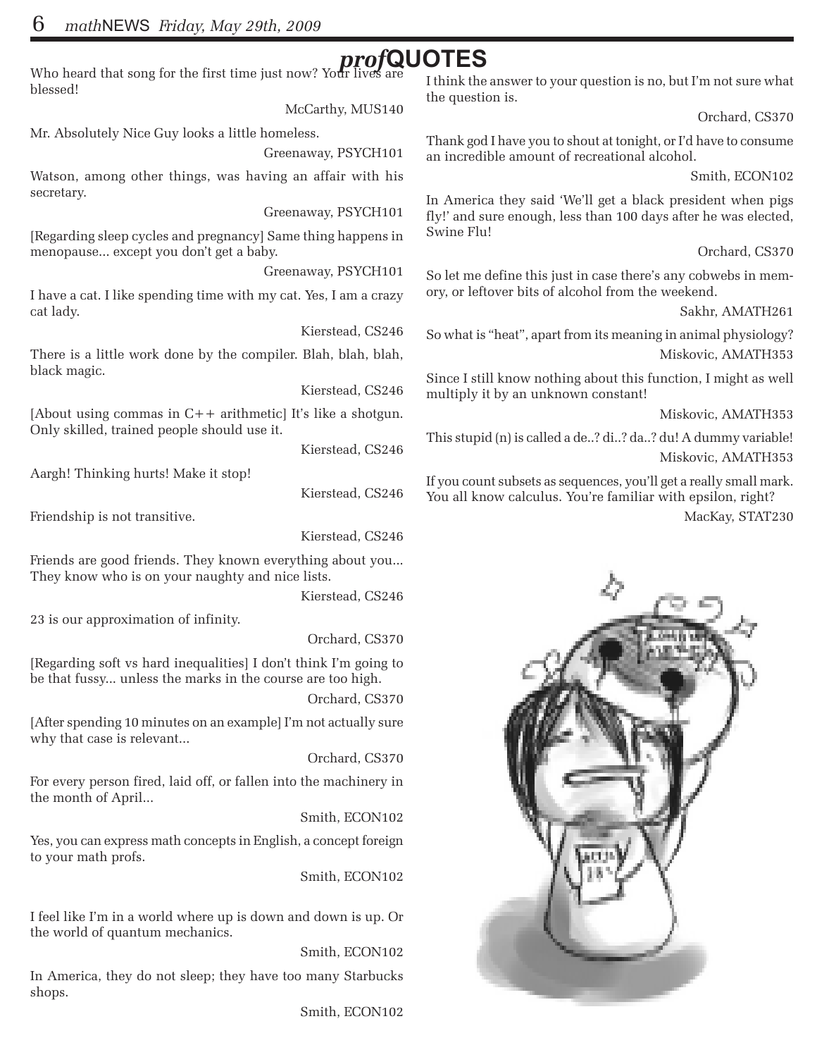# *prof*QUOTES

Who heard that song for the first time just now? Your lives are blessed!

McCarthy, MUS140

Mr. Absolutely Nice Guy looks a little homeless.

Greenaway, PSYCH101

Watson, among other things, was having an affair with his secretary.

Greenaway, PSYCH101

[Regarding sleep cycles and pregnancy] Same thing happens in menopause... except you don't get a baby.

Greenaway, PSYCH101

I have a cat. I like spending time with my cat. Yes, I am a crazy cat lady.

Kierstead, CS246

There is a little work done by the compiler. Blah, blah, blah, black magic.

Kierstead, CS246

[About using commas in C++ arithmetic] It's like a shotgun. Only skilled, trained people should use it.

Kierstead, CS246

Aargh! Thinking hurts! Make it stop!

Kierstead, CS246

Friendship is not transitive.

Kierstead, CS246

Friends are good friends. They known everything about you... They know who is on your naughty and nice lists.

Kierstead, CS246

23 is our approximation of infinity.

Orchard, CS370

[Regarding soft vs hard inequalities] I don't think I'm going to be that fussy... unless the marks in the course are too high.

Orchard, CS370

[After spending 10 minutes on an example] I'm not actually sure why that case is relevant...

Orchard, CS370

For every person fired, laid off, or fallen into the machinery in the month of April...

Smith, ECON102

Yes, you can express math concepts in English, a concept foreign to your math profs.

Smith, ECON102

I feel like I'm in a world where up is down and down is up. Or the world of quantum mechanics.

Smith, ECON102

In America, they do not sleep; they have too many Starbucks shops.

Smith, ECON102

I think the answer to your question is no, but I'm not sure what the question is.

Orchard, CS370

Thank god I have you to shout at tonight, or I'd have to consume an incredible amount of recreational alcohol.

Smith, ECON102

In America they said 'We'll get a black president when pigs fly!' and sure enough, less than 100 days after he was elected, Swine Flu!

Orchard, CS370

So let me define this just in case there's any cobwebs in memory, or leftover bits of alcohol from the weekend.

Sakhr, AMATH261

So what is "heat", apart from its meaning in animal physiology?

Miskovic, AMATH353

Since I still know nothing about this function, I might as well multiply it by an unknown constant!

Miskovic, AMATH353

This stupid (n) is called a de..? di..? da..? du! A dummy variable!

Miskovic, AMATH353

If you count subsets as sequences, you'll get a really small mark. You all know calculus. You're familiar with epsilon, right?

MacKay, STAT230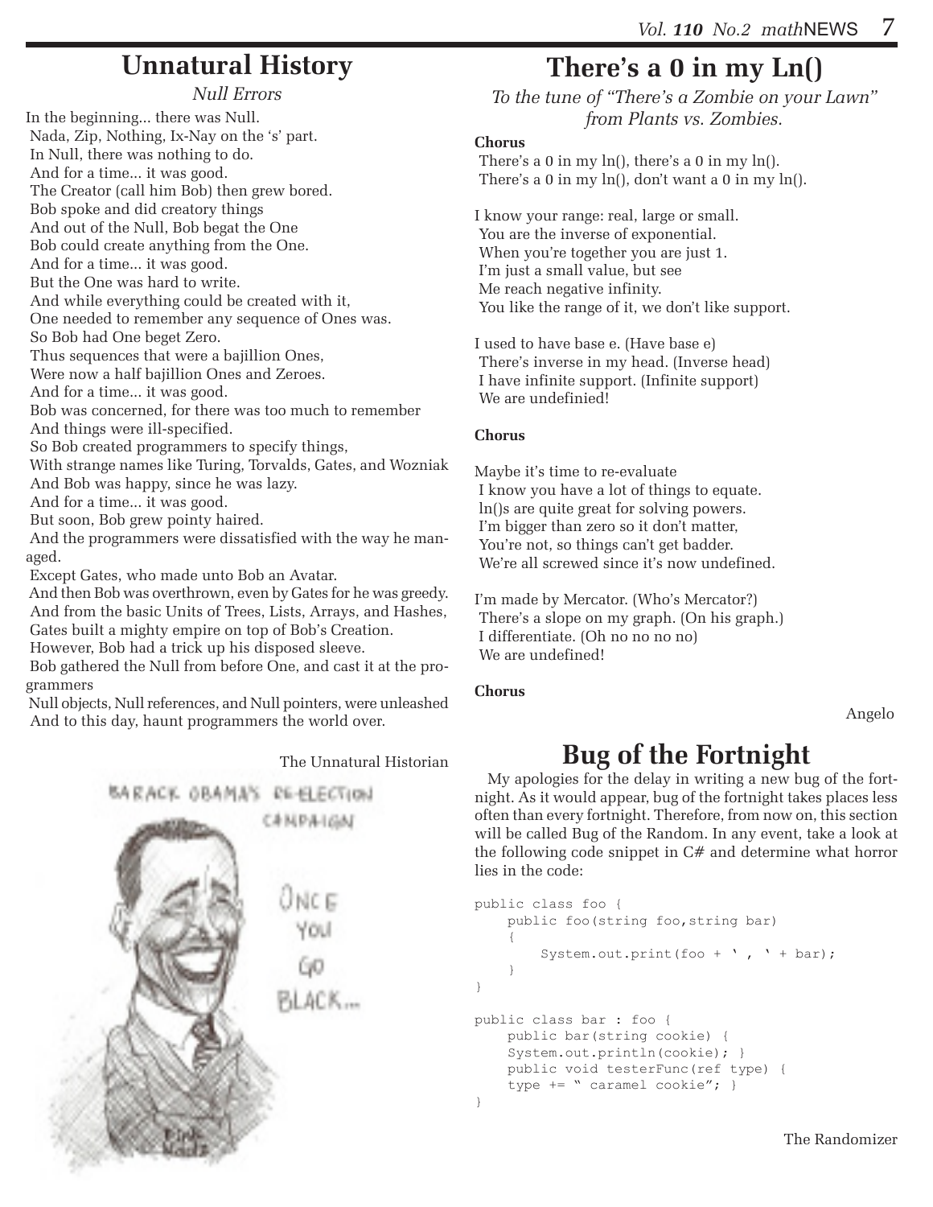# Unnatural History

*Null Errors*

In the beginning... there was Null.
Nada, Zip, Nothing, Ix-Nay on the 's' part.
In Null, there was nothing to do.
And for a time... it was good.
The Creator (call him Bob) then grew bored.
Bob spoke and did creatory things
And out of the Null, Bob begat the One
Bob could create anything from the One.
And for a time... it was good.
But the One was hard to write.
And while everything could be created with it,
One needed to remember any sequence of Ones was.
So Bob had One beget Zero.
Thus sequences that were a bajillion Ones,
Were now a half bajillion Ones and Zeroes.
And for a time... it was good.
Bob was concerned, for there was too much to remember
And things were ill-specified.
So Bob created programmers to specify things,
With strange names like Turing, Torvalds, Gates, and Wozniak
And Bob was happy, since he was lazy.
And for a time... it was good.
But soon, Bob grew pointy haired.
And the programmers were dissatisfied with the way he managed.
Except Gates, who made unto Bob an Avatar.
And then Bob was overthrown, even by Gates for he was greedy.
And from the basic Units of Trees, Lists, Arrays, and Hashes,
Gates built a mighty empire on top of Bob's Creation.
However, Bob had a trick up his disposed sleeve.
Bob gathered the Null from before One, and cast it at the programmers
Null objects, Null references, and Null pointers, were unleashed
And to this day, haunt programmers the world over.

The Unnatural Historian

# There's a 0 in my Ln()

*To the tune of "There's a Zombie on your Lawn" from Plants vs. Zombies.*

**Chorus**
There's a 0 in my ln(), there's a 0 in my ln().
There's a 0 in my ln(), don't want a 0 in my ln().

I know your range: real, large or small.
You are the inverse of exponential.
When you're together you are just 1.
I'm just a small value, but see
Me reach negative infinity.
You like the range of it, we don't like support.

I used to have base e. (Have base e)
There's inverse in my head. (Inverse head)
I have infinite support. (Infinite support)
We are undefinied!

**Chorus**

Maybe it's time to re-evaluate
I know you have a lot of things to equate.
ln()s are quite great for solving powers.
I'm bigger than zero so it don't matter,
You're not, so things can't get badder.
We're all screwed since it's now undefined.

I'm made by Mercator. (Who's Mercator?)
There's a slope on my graph. (On his graph.)
I differentiate. (Oh no no no no)
We are undefined!

**Chorus**

Angelo

# Bug of the Fortnight

My apologies for the delay in writing a new bug of the fortnight. As it would appear, bug of the fortnight takes places less often than every fortnight. Therefore, from now on, this section will be called Bug of the Random. In any event, take a look at the following code snippet in C# and determine what horror lies in the code:

```
public class foo {
    public foo(string foo,string bar)
    {
        System.out.print(foo + ' , ' + bar);
    }
}

public class bar : foo {
    public bar(string cookie) {
    System.out.println(cookie); }
    public void testerFunc(ref type) {
    type += " caramel cookie"; }
}
```

The Randomizer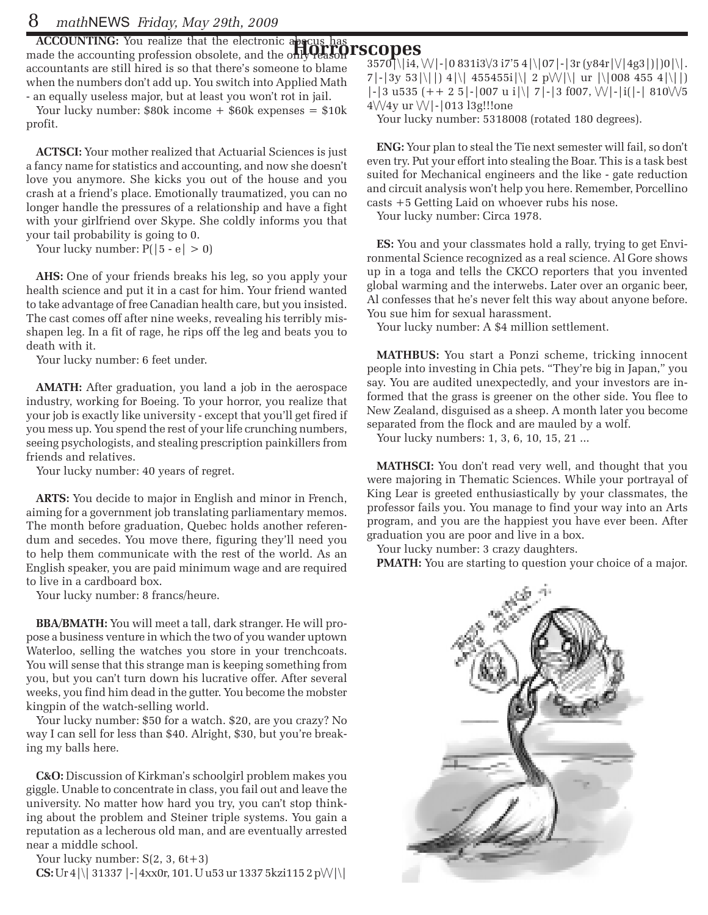# Horrorscopes

**ACCOUNTING:** You realize that the electronic abacus has made the accounting profession obsolete, and the only reason accountants are still hired is so that there's someone to blame when the numbers don't add up. You switch into Applied Math - an equally useless major, but at least you won't rot in jail.

Your lucky number: $80k income + $60k expenses = $10k profit.

**ACTSCI:** Your mother realized that Actuarial Sciences is just a fancy name for statistics and accounting, and now she doesn't love you anymore. She kicks you out of the house and you crash at a friend's place. Emotionally traumatized, you can no longer handle the pressures of a relationship and have a fight with your girlfriend over Skype. She coldly informs you that your tail probability is going to 0.

Your lucky number: $P(|5 - e| > 0)$

**AHS:** One of your friends breaks his leg, so you apply your health science and put it in a cast for him. Your friend wanted to take advantage of free Canadian health care, but you insisted. The cast comes off after nine weeks, revealing his terribly misshapen leg. In a fit of rage, he rips off the leg and beats you to death with it.

Your lucky number: 6 feet under.

**AMATH:** After graduation, you land a job in the aerospace industry, working for Boeing. To your horror, you realize that your job is exactly like university - except that you'll get fired if you mess up. You spend the rest of your life crunching numbers, seeing psychologists, and stealing prescription painkillers from friends and relatives.

Your lucky number: 40 years of regret.

**ARTS:** You decide to major in English and minor in French, aiming for a government job translating parliamentary memos. The month before graduation, Quebec holds another referendum and secedes. You move there, figuring they'll need you to help them communicate with the rest of the world. As an English speaker, you are paid minimum wage and are required to live in a cardboard box.

Your lucky number: 8 francs/heure.

**BBA/BMATH:** You will meet a tall, dark stranger. He will propose a business venture in which the two of you wander uptown Waterloo, selling the watches you store in your trenchcoats. You will sense that this strange man is keeping something from you, but you can't turn down his lucrative offer. After several weeks, you find him dead in the gutter. You become the mobster kingpin of the watch-selling world.

Your lucky number: $50 for a watch. $20, are you crazy? No way I can sell for less than $40. Alright, $30, but you're breaking my balls here.

**C&O:** Discussion of Kirkman's schoolgirl problem makes you giggle. Unable to concentrate in class, you fail out and leave the university. No matter how hard you try, you can't stop thinking about the problem and Steiner triple systems. You gain a reputation as a lecherous old man, and are eventually arrested near a middle school.

Your lucky number: S(2, 3, 6t+3)

**CS:** Ur 4|\| 31337 |-|4xx0r, 101. U u53 ur 1337 5kzi115 2 p\/\/|\| 3570|\|i4, \/\/|-|0 831i3\/3 i7'5 4|\|07|-|3r (y84r|\/|4g3|)|)0|\|. 7|-|3y 53|\||) 4|\| 455455i|\| 2 p\/\/|\| ur |\|008 455 4|\||) |-|3 u535 (++ 2 5|-|007 u i|\| 7|-|3 f007, \/\/|-|i(|-| 810\/\/5 4\/\/4y ur \/\/|-|013 l3g!!!one

Your lucky number: 5318008 (rotated 180 degrees).

**ENG:** Your plan to steal the Tie next semester will fail, so don't even try. Put your effort into stealing the Boar. This is a task best suited for Mechanical engineers and the like - gate reduction and circuit analysis won't help you here. Remember, Porcellino casts +5 Getting Laid on whoever rubs his nose.

Your lucky number: Circa 1978.

**ES:** You and your classmates hold a rally, trying to get Environmental Science recognized as a real science. Al Gore shows up in a toga and tells the CKCO reporters that you invented global warming and the interwebs. Later over an organic beer, Al confesses that he's never felt this way about anyone before. You sue him for sexual harassment.

Your lucky number: A $4 million settlement.

**MATHBUS:** You start a Ponzi scheme, tricking innocent people into investing in Chia pets. "They're big in Japan," you say. You are audited unexpectedly, and your investors are informed that the grass is greener on the other side. You flee to New Zealand, disguised as a sheep. A month later you become separated from the flock and are mauled by a wolf.

Your lucky numbers: 1, 3, 6, 10, 15, 21 ...

**MATHSCI:** You don't read very well, and thought that you were majoring in Thematic Sciences. While your portrayal of King Lear is greeted enthusiastically by your classmates, the professor fails you. You manage to find your way into an Arts program, and you are the happiest you have ever been. After graduation you are poor and live in a box.

Your lucky number: 3 crazy daughters.

**PMATH:** You are starting to question your choice of a major.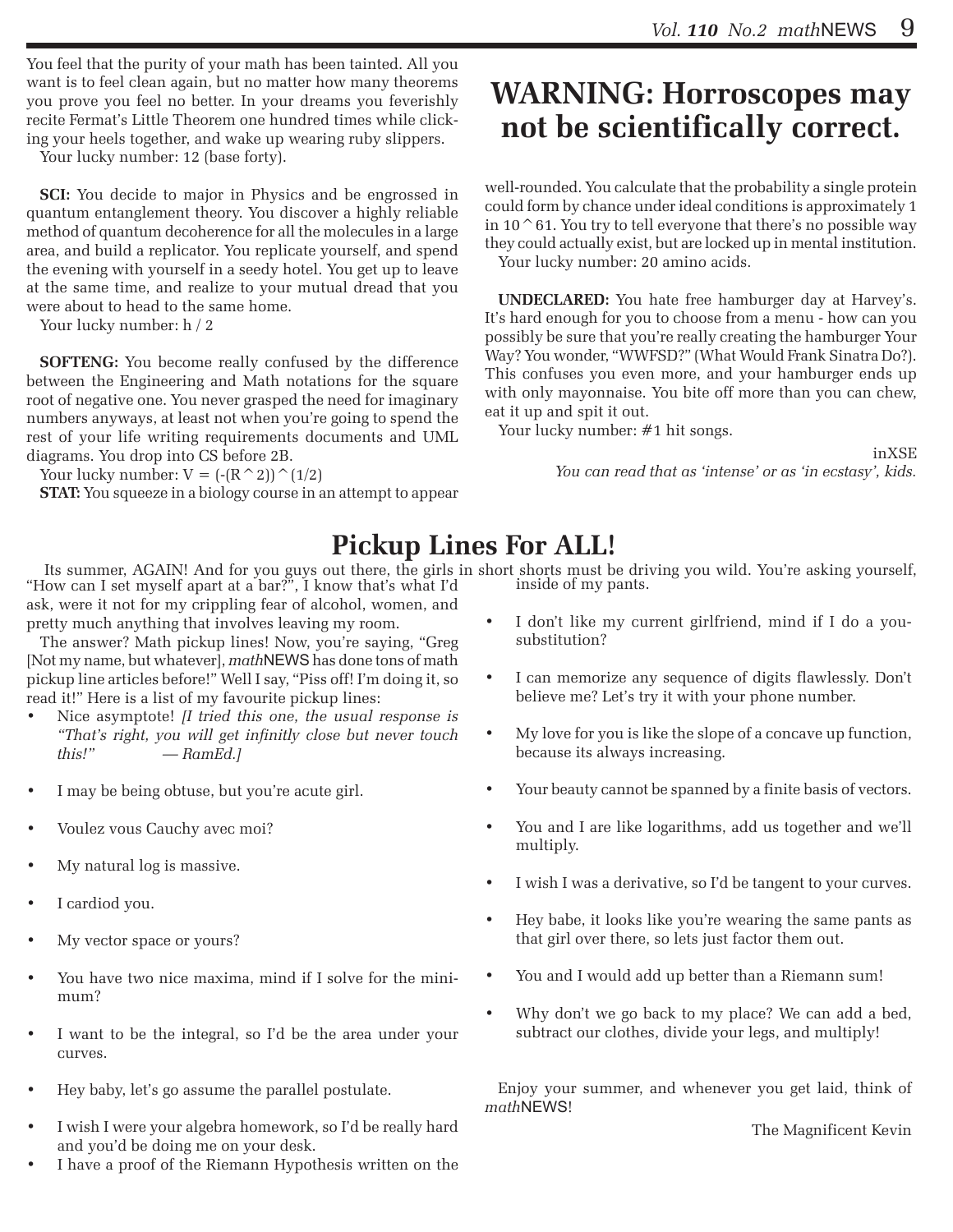You feel that the purity of your math has been tainted. All you want is to feel clean again, but no matter how many theorems you prove you feel no better. In your dreams you feverishly recite Fermat's Little Theorem one hundred times while clicking your heels together, and wake up wearing ruby slippers.

Your lucky number: 12 (base forty).

**SCI:** You decide to major in Physics and be engrossed in quantum entanglement theory. You discover a highly reliable method of quantum decoherence for all the molecules in a large area, and build a replicator. You replicate yourself, and spend the evening with yourself in a seedy hotel. You get up to leave at the same time, and realize to your mutual dread that you were about to head to the same home.

Your lucky number: h / 2

**SOFTENG:** You become really confused by the difference between the Engineering and Math notations for the square root of negative one. You never grasped the need for imaginary numbers anyways, at least not when you're going to spend the rest of your life writing requirements documents and UML diagrams. You drop into CS before 2B.

Your lucky number: V = (-(R^2))^(1/2)

**STAT:** You squeeze in a biology course in an attempt to appear well-rounded. You calculate that the probability a single protein could form by chance under ideal conditions is approximately 1 in 10^61. You try to tell everyone that there's no possible way they could actually exist, but are locked up in mental institution.

Your lucky number: 20 amino acids.

**UNDECLARED:** You hate free hamburger day at Harvey's. It's hard enough for you to choose from a menu - how can you possibly be sure that you're really creating the hamburger Your Way? You wonder, "WWFSD?" (What Would Frank Sinatra Do?). This confuses you even more, and your hamburger ends up with only mayonnaise. You bite off more than you can chew, eat it up and spit it out.

Your lucky number: #1 hit songs.

inXSE

*You can read that as 'intense' or as 'in ecstasy', kids.*

# WARNING: Horroscopes may not be scientifically correct.

# Pickup Lines For ALL!

Its summer, AGAIN! And for you guys out there, the girls in short shorts must be driving you wild. You're asking yourself, "How can I set myself apart at a bar?", I know that's what I'd ask, were it not for my crippling fear of alcohol, women, and pretty much anything that involves leaving my room.

The answer? Math pickup lines! Now, you're saying, "Greg [Not my name, but whatever], *math*NEWS has done tons of math pickup line articles before!" Well I say, "Piss off! I'm doing it, so read it!" Here is a list of my favourite pickup lines:

- Nice asymptote! *[I tried this one, the usual response is "That's right, you will get infinitly close but never touch this!" — RamEd.]*
- I may be being obtuse, but you're acute girl.
- Voulez vous Cauchy avec moi?
- My natural log is massive.
- I cardiod you.
- My vector space or yours?
- You have two nice maxima, mind if I solve for the minimum?
- I want to be the integral, so I'd be the area under your curves.
- Hey baby, let's go assume the parallel postulate.
- I wish I were your algebra homework, so I'd be really hard and you'd be doing me on your desk.
- I have a proof of the Riemann Hypothesis written on the inside of my pants.
- I don't like my current girlfriend, mind if I do a you-substitution?
- I can memorize any sequence of digits flawlessly. Don't believe me? Let's try it with your phone number.
- My love for you is like the slope of a concave up function, because its always increasing.
- Your beauty cannot be spanned by a finite basis of vectors.
- You and I are like logarithms, add us together and we'll multiply.
- I wish I was a derivative, so I'd be tangent to your curves.
- Hey babe, it looks like you're wearing the same pants as that girl over there, so lets just factor them out.
- You and I would add up better than a Riemann sum!
- Why don't we go back to my place? We can add a bed, subtract our clothes, divide your legs, and multiply!

Enjoy your summer, and whenever you get laid, think of *math*NEWS!

The Magnificent Kevin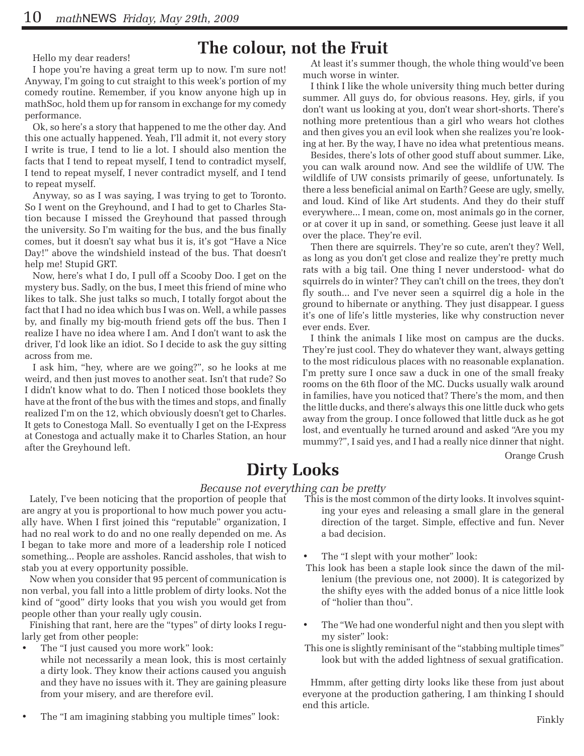## The colour, not the Fruit

Hello my dear readers!

I hope you're having a great term up to now. I'm sure not! Anyway, I'm going to cut straight to this week's portion of my comedy routine. Remember, if you know anyone high up in mathSoc, hold them up for ransom in exchange for my comedy performance.

Ok, so here's a story that happened to me the other day. And this one actually happened. Yeah, I'll admit it, not every story I write is true, I tend to lie a lot. I should also mention the facts that I tend to repeat myself, I tend to contradict myself, I tend to repeat myself, I never contradict myself, and I tend to repeat myself.

Anyway, so as I was saying, I was trying to get to Toronto. So I went on the Greyhound, and I had to get to Charles Station because I missed the Greyhound that passed through the university. So I'm waiting for the bus, and the bus finally comes, but it doesn't say what bus it is, it's got "Have a Nice Day!" above the windshield instead of the bus. That doesn't help me! Stupid GRT.

Now, here's what I do, I pull off a Scooby Doo. I get on the mystery bus. Sadly, on the bus, I meet this friend of mine who likes to talk. She just talks so much, I totally forgot about the fact that I had no idea which bus I was on. Well, a while passes by, and finally my big-mouth friend gets off the bus. Then I realize I have no idea where I am. And I don't want to ask the driver, I'd look like an idiot. So I decide to ask the guy sitting across from me.

I ask him, "hey, where are we going?", so he looks at me weird, and then just moves to another seat. Isn't that rude? So I didn't know what to do. Then I noticed those booklets they have at the front of the bus with the times and stops, and finally realized I'm on the 12, which obviously doesn't get to Charles. It gets to Conestoga Mall. So eventually I get on the I-Express at Conestoga and actually make it to Charles Station, an hour after the Greyhound left.

At least it's summer though, the whole thing would've been much worse in winter.

I think I like the whole university thing much better during summer. All guys do, for obvious reasons. Hey, girls, if you don't want us looking at you, don't wear short-shorts. There's nothing more pretentious than a girl who wears hot clothes and then gives you an evil look when she realizes you're looking at her. By the way, I have no idea what pretentious means.

Besides, there's lots of other good stuff about summer. Like, you can walk around now. And see the wildlife of UW. The wildlife of UW consists primarily of geese, unfortunately. Is there a less beneficial animal on Earth? Geese are ugly, smelly, and loud. Kind of like Art students. And they do their stuff everywhere... I mean, come on, most animals go in the corner, or at cover it up in sand, or something. Geese just leave it all over the place. They're evil.

Then there are squirrels. They're so cute, aren't they? Well, as long as you don't get close and realize they're pretty much rats with a big tail. One thing I never understood- what do squirrels do in winter? They can't chill on the trees, they don't fly south... and I've never seen a squirrel dig a hole in the ground to hibernate or anything. They just disappear. I guess it's one of life's little mysteries, like why construction never ever ends. Ever.

I think the animals I like most on campus are the ducks. They're just cool. They do whatever they want, always getting to the most ridiculous places with no reasonable explanation. I'm pretty sure I once saw a duck in one of the small freaky rooms on the 6th floor of the MC. Ducks usually walk around in families, have you noticed that? There's the mom, and then the little ducks, and there's always this one little duck who gets away from the group. I once followed that little duck as he got lost, and eventually he turned around and asked "Are you my mummy?", I said yes, and I had a really nice dinner that night.

Orange Crush

## Dirty Looks

*Because not everything can be pretty*

Lately, I've been noticing that the proportion of people that are angry at you is proportional to how much power you actually have. When I first joined this "reputable" organization, I had no real work to do and no one really depended on me. As I began to take more and more of a leadership role I noticed something... People are assholes. Rancid assholes, that wish to stab you at every opportunity possible.

Now when you consider that 95 percent of communication is non verbal, you fall into a little problem of dirty looks. Not the kind of "good" dirty looks that you wish you would get from people other than your really ugly cousin.

Finishing that rant, here are the "types" of dirty looks I regularly get from other people:

- The "I just caused you more work" look:
  while not necessarily a mean look, this is most certainly a dirty look. They know their actions caused you anguish and they have no issues with it. They are gaining pleasure from your misery, and are therefore evil.

- The "I am imagining stabbing you multiple times" look:
  This is the most common of the dirty looks. It involves squinting your eyes and releasing a small glare in the general direction of the target. Simple, effective and fun. Never a bad decision.

- The "I slept with your mother" look:
  This look has been a staple look since the dawn of the millenium (the previous one, not 2000). It is categorized by the shifty eyes with the added bonus of a nice little look of "holier than thou".

- The "We had one wonderful night and then you slept with my sister" look:
  This one is slightly reminisant of the "stabbing multiple times" look but with the added lightness of sexual gratification.

Hmmm, after getting dirty looks like these from just about everyone at the production gathering, I am thinking I should end this article.

Finkly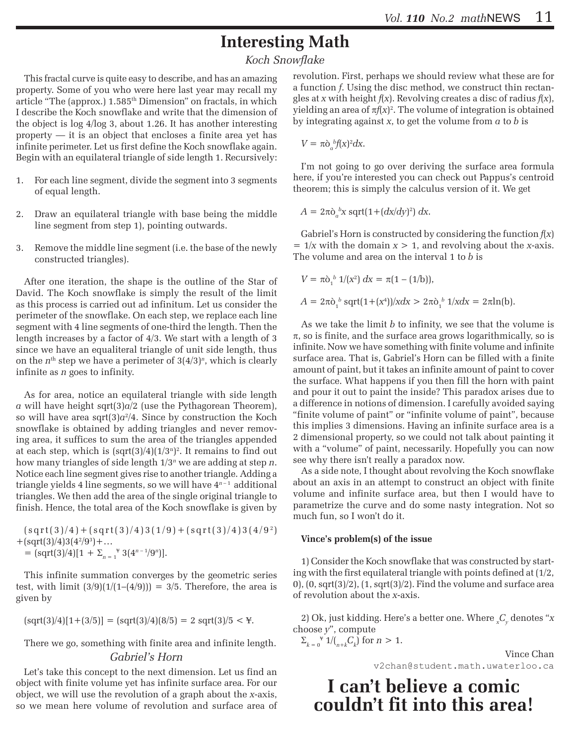# Interesting Math

## *Koch Snowflake*

This fractal curve is quite easy to describe, and has an amazing property. Some of you who were here last year may recall my article "The (approx.) 1.585th Dimension" on fractals, in which I describe the Koch snowflake and write that the dimension of the object is log 4/log 3, about 1.26. It has another interesting property — it is an object that encloses a finite area yet has infinite perimeter. Let us first define the Koch snowflake again. Begin with an equilateral triangle of side length 1. Recursively:

1. For each line segment, divide the segment into 3 segments of equal length.
2. Draw an equilateral triangle with base being the middle line segment from step 1), pointing outwards.
3. Remove the middle line segment (i.e. the base of the newly constructed triangles).

After one iteration, the shape is the outline of the Star of David. The Koch snowflake is simply the result of the limit as this process is carried out ad infinitum. Let us consider the perimeter of the snowflake. On each step, we replace each line segment with 4 line segments of one-third the length. Then the length increases by a factor of 4/3. We start with a length of 3 since we have an equilateral triangle of unit side length, thus on the $n^{th}$ step we have a perimeter of $3(4/3)^n$, which is clearly infinite as $n$ goes to infinity.

As for area, notice an equilateral triangle with side length $a$ will have height $\sqrt{3}a/2$ (use the Pythagorean Theorem), so will have area $\sqrt{3}a^2/4$. Since by construction the Koch snowflake is obtained by adding triangles and never removing area, it suffices to sum the area of the triangles appended at each step, which is $(\sqrt{3}/4)(1/3^n)^2$. It remains to find out how many triangles of side length $1/3^n$ we are adding at step $n$. Notice each line segment gives rise to another triangle. Adding a triangle yields 4 line segments, so we will have $4^{n-1}$ additional triangles. We then add the area of the single original triangle to finish. Hence, the total area of the Koch snowflake is given by

$$(\sqrt{3}/4)+(\sqrt{3}/4)3(1/9)+(\sqrt{3}/4)3(4/9^2)+(\sqrt{3}/4)3(4^2/9^3)+\ldots$$
$$= (\sqrt{3}/4)[1+\Sigma_{n=1}^{\infty} 3(4^{n-1}/9^n)].$$

This infinite summation converges by the geometric series test, with limit $(3/9)(1/(1-(4/9))) = 3/5$. Therefore, the area is given by

$$(\sqrt{3}/4)[1+(3/5)] = (\sqrt{3}/4)(8/5) = 2\sqrt{3}/5 < \infty.$$

There we go, something with finite area and infinite length.

## *Gabriel's Horn*

Let's take this concept to the next dimension. Let us find an object with finite volume yet has infinite surface area. For our object, we will use the revolution of a graph about the $x$-axis, so we mean here volume of revolution and surface area of revolution. First, perhaps we should review what these are for a function $f$. Using the disc method, we construct thin rectangles at $x$ with height $f(x)$. Revolving creates a disc of radius $f(x)$, yielding an area of $\pi f(x)^2$. The volume of integration is obtained by integrating against $x$, to get the volume from $a$ to $b$ is

$$V = \pi\int_a^b f(x)^2 dx.$$

I'm not going to go over deriving the surface area formula here, if you're interested you can check out Pappus's centroid theorem; this is simply the calculus version of it. We get

$$A = 2\pi\int_a^b x\,\sqrt{1+(dx/dy)^2}\,dx.$$

Gabriel's Horn is constructed by considering the function $f(x) = 1/x$ with the domain $x > 1$, and revolving about the $x$-axis. The volume and area on the interval 1 to $b$ is

$$V = \pi\int_1^b 1/(x^2)\,dx = \pi(1-(1/b)),$$

$$A = 2\pi\int_1^b \sqrt{1+(x^4)}/x dx > 2\pi\int_1^b 1/x dx = 2\pi\ln(b).$$

As we take the limit $b$ to infinity, we see that the volume is $\pi$, so is finite, and the surface area grows logarithmically, so is infinite. Now we have something with finite volume and infinite surface area. That is, Gabriel's Horn can be filled with a finite amount of paint, but it takes an infinite amount of paint to cover the surface. What happens if you then fill the horn with paint and pour it out to paint the inside? This paradox arises due to a difference in notions of dimension. I carefully avoided saying "finite volume of paint" or "infinite volume of paint", because this implies 3 dimensions. Having an infinite surface area is a 2 dimensional property, so we could not talk about painting it with a "volume" of paint, necessarily. Hopefully you can now see why there isn't really a paradox now.

As a side note, I thought about revolving the Koch snowflake about an axis in an attempt to construct an object with finite volume and infinite surface area, but then I would have to parametrize the curve and do some nasty integration. Not so much fun, so I won't do it.

**Vince's problem(s) of the issue**

1) Consider the Koch snowflake that was constructed by starting with the first equilateral triangle with points defined at $(1/2, 0)$, $(0, \sqrt{3}/2)$, $(1, \sqrt{3}/2)$. Find the volume and surface area of revolution about the $x$-axis.

2) Ok, just kidding. Here's a better one. Where ${}_xC_y$ denotes "$x$ choose $y$", compute $\Sigma_{k=0}^{\infty} 1/({}_{n+k}C_k)$ for $n > 1$.

Vince Chan
v2chan@student.math.uwaterloo.ca

# I can't believe a comic couldn't fit into this area!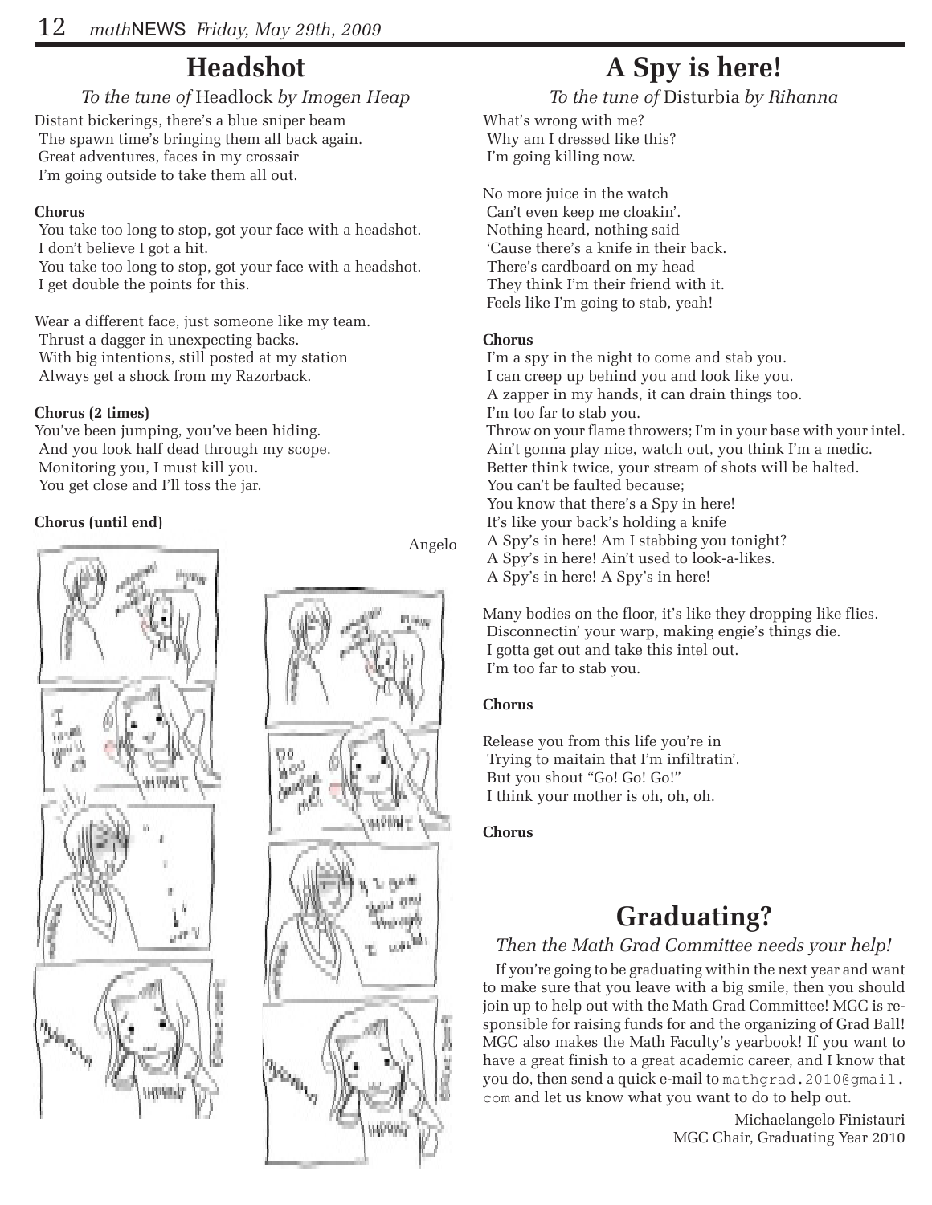## Headshot

*To the tune of* Headlock *by Imogen Heap*

Distant bickerings, there's a blue sniper beam
The spawn time's bringing them all back again.
Great adventures, faces in my crossair
I'm going outside to take them all out.

**Chorus**
You take too long to stop, got your face with a headshot.
I don't believe I got a hit.
You take too long to stop, got your face with a headshot.
I get double the points for this.

Wear a different face, just someone like my team.
Thrust a dagger in unexpecting backs.
With big intentions, still posted at my station
Always get a shock from my Razorback.

**Chorus (2 times)**
You've been jumping, you've been hiding.
And you look half dead through my scope.
Monitoring you, I must kill you.
You get close and I'll toss the jar.

**Chorus (until end)**

Angelo

## A Spy is here!

*To the tune of* Disturbia *by Rihanna*

What's wrong with me?
Why am I dressed like this?
I'm going killing now.

No more juice in the watch
Can't even keep me cloakin'.
Nothing heard, nothing said
'Cause there's a knife in their back.
There's cardboard on my head
They think I'm their friend with it.
Feels like I'm going to stab, yeah!

**Chorus**
I'm a spy in the night to come and stab you.
I can creep up behind you and look like you.
A zapper in my hands, it can drain things too.
I'm too far to stab you.
Throw on your flame throwers; I'm in your base with your intel.
Ain't gonna play nice, watch out, you think I'm a medic.
Better think twice, your stream of shots will be halted.
You can't be faulted because;
You know that there's a Spy in here!
It's like your back's holding a knife
A Spy's in here! Am I stabbing you tonight?
A Spy's in here! Ain't used to look-a-likes.
A Spy's in here! A Spy's in here!

Many bodies on the floor, it's like they dropping like flies.
Disconnectin' your warp, making engie's things die.
I gotta get out and take this intel out.
I'm too far to stab you.

**Chorus**

Release you from this life you're in
Trying to maitain that I'm infiltratin'.
But you shout "Go! Go! Go!"
I think your mother is oh, oh, oh.

**Chorus**

## Graduating?

*Then the Math Grad Committee needs your help!*

If you're going to be graduating within the next year and want to make sure that you leave with a big smile, then you should join up to help out with the Math Grad Committee! MGC is responsible for raising funds for and the organizing of Grad Ball! MGC also makes the Math Faculty's yearbook! If you want to have a great finish to a great academic career, and I know that you do, then send a quick e-mail to mathgrad.2010@gmail.com and let us know what you want to do to help out.

Michaelangelo Finistauri
MGC Chair, Graduating Year 2010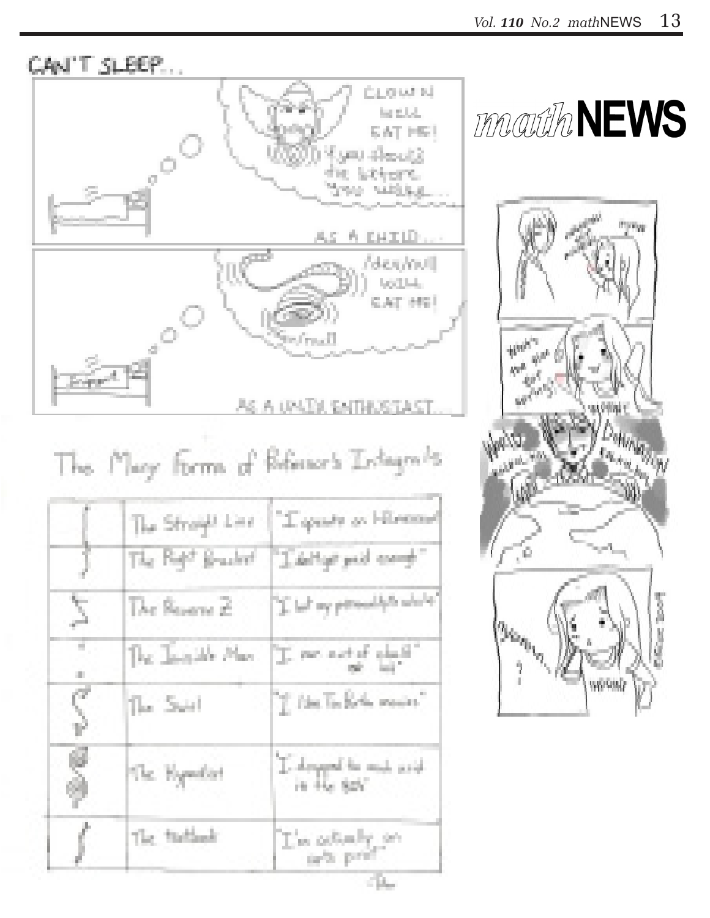CAN'T SLEEP...

CLOWN WILL EAT ME! If you should die before you wake...

AS A CHILD...

/dev/null WILL EAT ME!

/dev/null

AS A UNIX ENTHUSIAST...

# The Many Forms of Professor's Integrals

| | | |
|---|---|---|
| ∫ | The Straight Line | "I operate on Hilbert spaces" |
| } | The Right Bracket | "I don't get paid enough" |
| Σ | The Reverse Z | "I lost my penmanship while..." |
| ⋮ | The Invisible Man | "I ran out of chalk and ink" |
| ∫ | The Swirl | "I like Tim Burton movies" |
| ∫ | The Hypnotist | "I dropped too much acid in the 60's" |
| ∫ | The Notebook | "I'm actually an arts prof" |

-Tho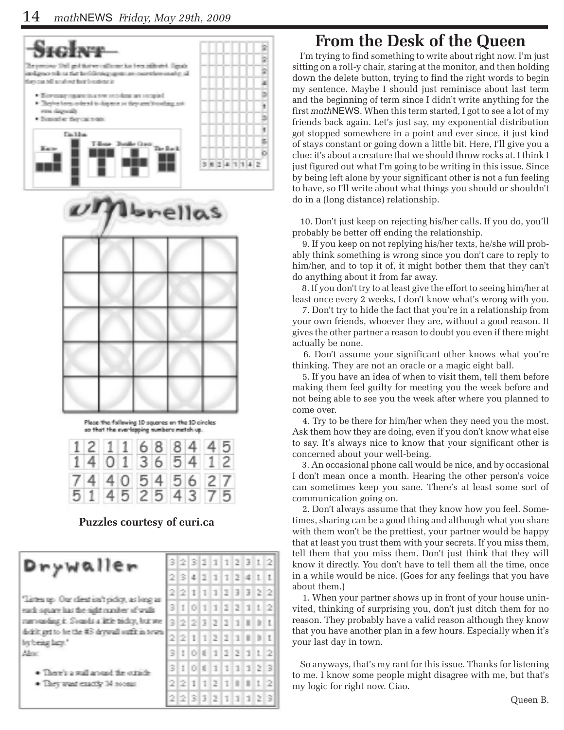## SIGINT

The previous Hell grid that we call ours has been infiltrated. Signals intelligence tells us that the following agents are somewhere nearby; all they can tell us about their locations is:

- How many squares in a row or column are occupied
- They've been ordered to disperse so they aren't touching, not even diagonally
- Remember: they can rotate.

Tie Man, Rover, T-Bone, Double Cross, The Rock

## umbrellas

Place the following 10 squares on the 10 circles so that the overlapping numbers match up.

| | | | | |
|---|---|---|---|---|
| 12 / 14 | 11 / 01 | 68 / 36 | 84 / 54 | 45 / 12 |
| 74 / 51 | 40 / 45 | 54 / 25 | 56 / 43 | 27 / 75 |

**Puzzles courtesy of euri.ca**

## Drywaller

"Listen up. Our client isn't picky, as long as each square has the right number of walls surrounding it. Sounds a little tricky, but we didn't get to be the #3 drywall outfit in town by being lazy."

Also:

- There's a wall around the outside
- They want exactly 34 rooms

| | | | | | | | | | |
|---|---|---|---|---|---|---|---|---|---|
| 3 | 2 | 3 | 2 | 1 | 1 | 2 | 3 | 1 | 2 |
| 2 | 3 | 4 | 2 | 1 | 1 | 2 | 4 | 1 | 1 |
| 2 | 2 | 1 | 1 | 1 | 2 | 3 | 3 | 2 | 2 |
| 3 | 1 | 0 | 1 | 1 | 2 | 2 | 1 | 1 | 2 |
| 3 | 2 | 2 | 3 | 2 | 2 | 1 | 0 | 0 | 1 |
| 2 | 2 | 1 | 1 | 2 | 2 | 1 | 0 | 0 | 1 |
| 3 | 1 | 0 | 0 | 1 | 2 | 2 | 1 | 1 | 2 |
| 3 | 1 | 0 | 0 | 1 | 1 | 1 | 1 | 2 | 3 |
| 2 | 2 | 1 | 1 | 2 | 1 | 0 | 0 | 1 | 2 |
| 2 | 2 | 3 | 3 | 2 | 1 | 1 | 1 | 2 | 3 |

# From the Desk of the Queen

I'm trying to find something to write about right now. I'm just sitting on a roll-y chair, staring at the monitor, and then holding down the delete button, trying to find the right words to begin my sentence. Maybe I should just reminisce about last term and the beginning of term since I didn't write anything for the first *math*NEWS. When this term started, I got to see a lot of my friends back again. Let's just say, my exponential distribution got stopped somewhere in a point and ever since, it just kind of stays constant or going down a little bit. Here, I'll give you a clue: it's about a creature that we should throw rocks at. I think I just figured out what I'm going to be writing in this issue. Since by being left alone by your significant other is not a fun feeling to have, so I'll write about what things you should or shouldn't do in a (long distance) relationship.

10. Don't just keep on rejecting his/her calls. If you do, you'll probably be better off ending the relationship.

9. If you keep on not replying his/her texts, he/she will probably think something is wrong since you don't care to reply to him/her, and to top it of, it might bother them that they can't do anything about it from far away.

8. If you don't try to at least give the effort to seeing him/her at least once every 2 weeks, I don't know what's wrong with you.

7. Don't try to hide the fact that you're in a relationship from your own friends, whoever they are, without a good reason. It gives the other partner a reason to doubt you even if there might actually be none.

6. Don't assume your significant other knows what you're thinking. They are not an oracle or a magic eight ball.

5. If you have an idea of when to visit them, tell them before making them feel guilty for meeting you the week before and not being able to see you the week after where you planned to come over.

4. Try to be there for him/her when they need you the most. Ask them how they are doing, even if you don't know what else to say. It's always nice to know that your significant other is concerned about your well-being.

3. An occasional phone call would be nice, and by occasional I don't mean once a month. Hearing the other person's voice can sometimes keep you sane. There's at least some sort of communication going on.

2. Don't always assume that they know how you feel. Sometimes, sharing can be a good thing and although what you share with them won't be the prettiest, your partner would be happy that at least you trust them with your secrets. If you miss them, tell them that you miss them. Don't just think that they will know it directly. You don't have to tell them all the time, once in a while would be nice. (Goes for any feelings that you have about them.)

1. When your partner shows up in front of your house uninvited, thinking of surprising you, don't just ditch them for no reason. They probably have a valid reason although they know that you have another plan in a few hours. Especially when it's your last day in town.

So anyways, that's my rant for this issue. Thanks for listening to me. I know some people might disagree with me, but that's my logic for right now. Ciao.

Queen B.